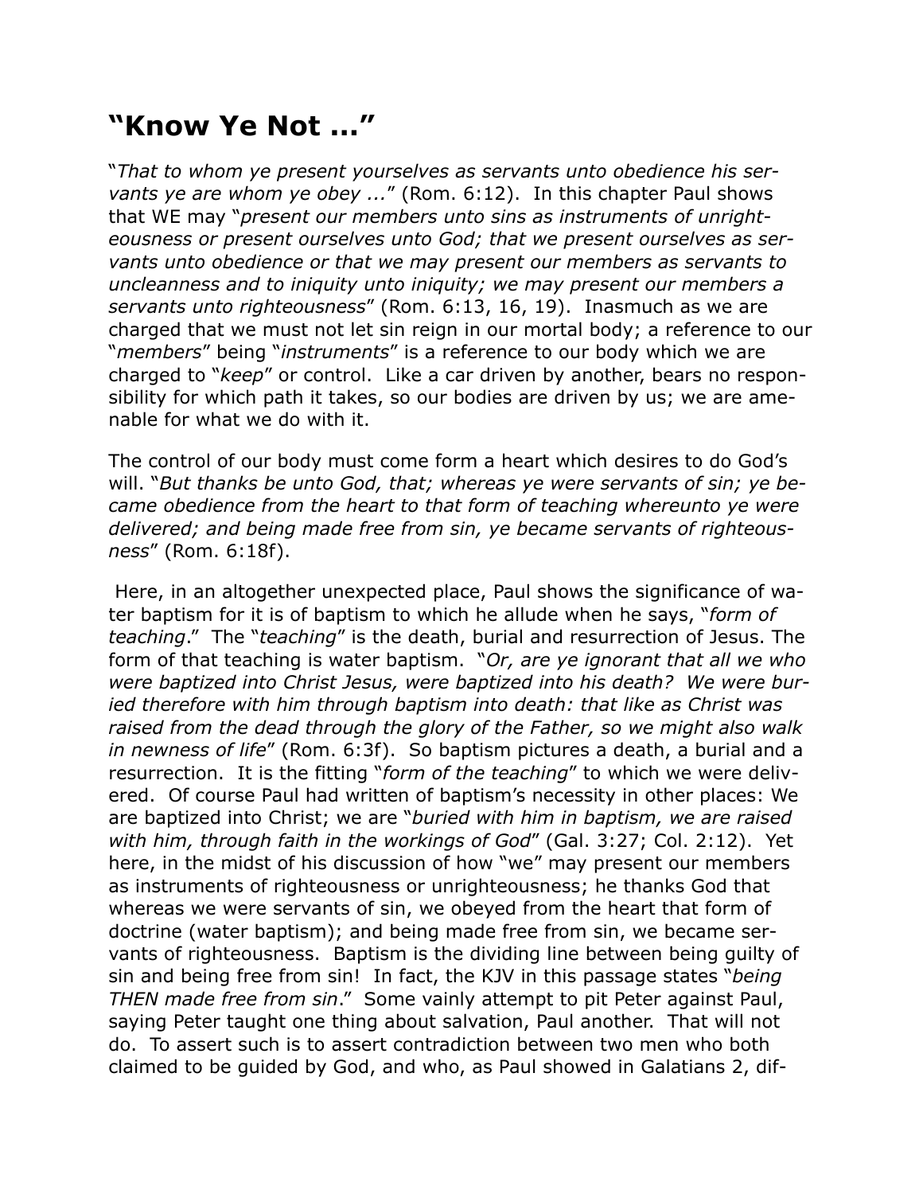# "Know Ye Not ..."

"*That to whom ye present yourselves as servants unto obedience his servants ye are whom ye obey ...*" (Rom. 6:12). In this chapter Paul shows that WE may "*present our members unto sins as instruments of unrighteousness or present ourselves unto God; that we present ourselves as servants unto obedience or that we may present our members as servants to uncleanness and to iniquity unto iniquity; we may present our members a servants unto righteousness*" (Rom. 6:13, 16, 19). Inasmuch as we are charged that we must not let sin reign in our mortal body; a reference to our "*members*" being "*instruments*" is a reference to our body which we are charged to "*keep*" or control. Like a car driven by another, bears no responsibility for which path it takes, so our bodies are driven by us; we are amenable for what we do with it.

The control of our body must come form a heart which desires to do God's will. "*But thanks be unto God, that; whereas ye were servants of sin; ye became obedience from the heart to that form of teaching whereunto ye were delivered; and being made free from sin, ye became servants of righteousness*" (Rom. 6:18f).

Here, in an altogether unexpected place, Paul shows the significance of water baptism for it is of baptism to which he allude when he says, "*form of teaching*." The "*teaching*" is the death, burial and resurrection of Jesus. The form of that teaching is water baptism. "*Or, are ye ignorant that all we who were baptized into Christ Jesus, were baptized into his death? We were buried therefore with him through baptism into death: that like as Christ was raised from the dead through the glory of the Father, so we might also walk in newness of life*" (Rom. 6:3f). So baptism pictures a death, a burial and a resurrection. It is the fitting "*form of the teaching*" to which we were delivered. Of course Paul had written of baptism's necessity in other places: We are baptized into Christ; we are "*buried with him in baptism, we are raised with him, through faith in the workings of God*" (Gal. 3:27; Col. 2:12). Yet here, in the midst of his discussion of how "we" may present our members as instruments of righteousness or unrighteousness; he thanks God that whereas we were servants of sin, we obeyed from the heart that form of doctrine (water baptism); and being made free from sin, we became servants of righteousness. Baptism is the dividing line between being guilty of sin and being free from sin! In fact, the KJV in this passage states "*being THEN made free from sin*." Some vainly attempt to pit Peter against Paul, saying Peter taught one thing about salvation, Paul another. That will not do. To assert such is to assert contradiction between two men who both claimed to be guided by God, and who, as Paul showed in Galatians 2, dif-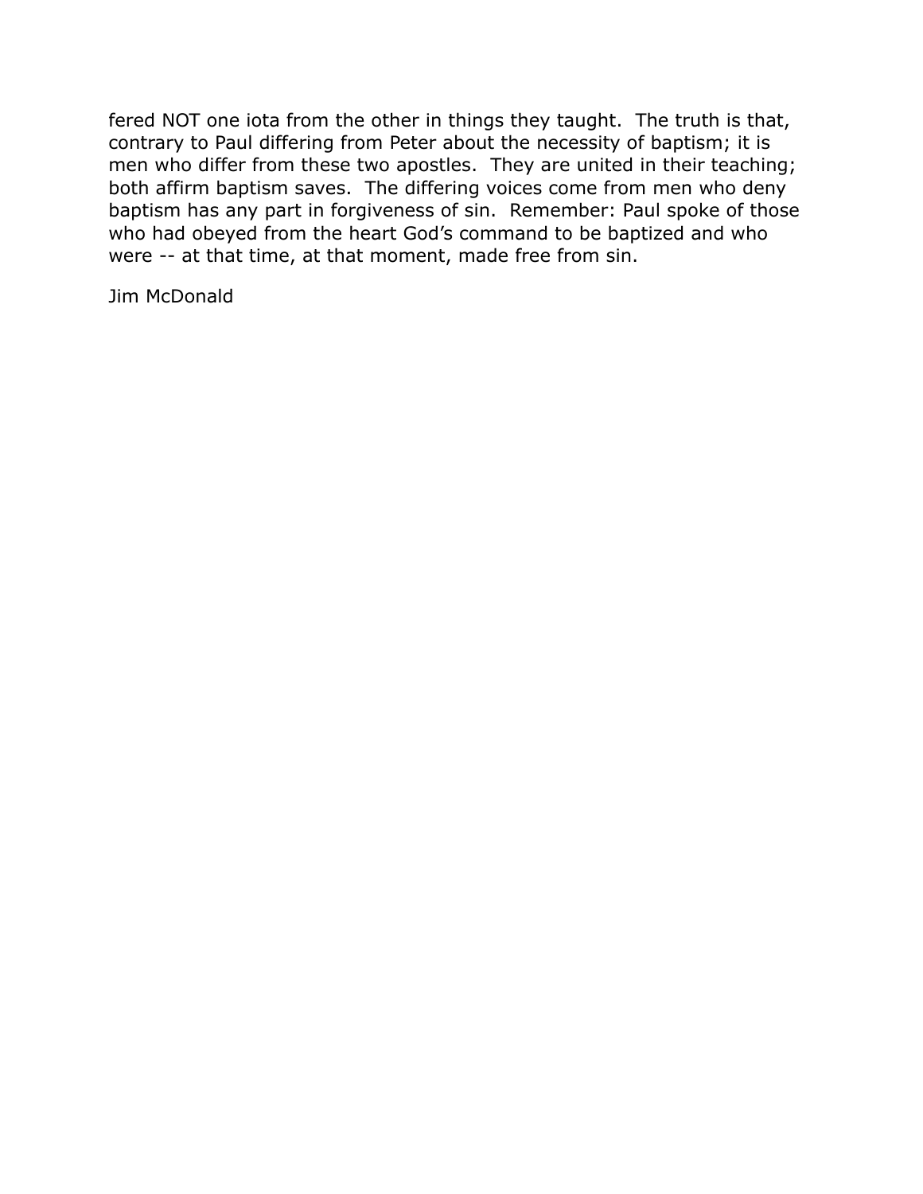fered NOT one iota from the other in things they taught.  The truth is that, contrary to Paul differing from Peter about the necessity of baptism; it is men who differ from these two apostles.  They are united in their teaching; both affirm baptism saves.  The differing voices come from men who deny baptism has any part in forgiveness of sin.  Remember: Paul spoke of those who had obeyed from the heart God's command to be baptized and who were -- at that time, at that moment, made free from sin.

Jim McDonald